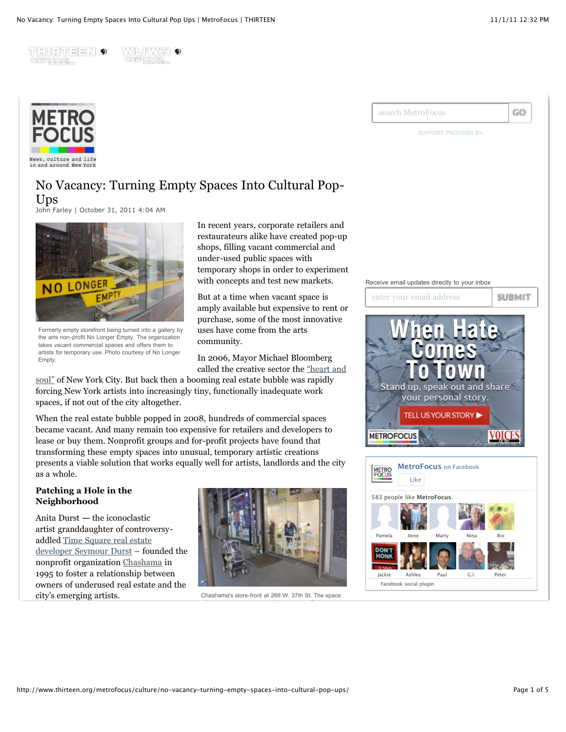# No Vacancy: Turning Empty Spaces Into Cultural Pop-Ups

John Farley | October 31, 2011 4:04 AM

Formerly empty storefront being turned into a gallery by the arts non-profit No Longer Empty. The organization takes vacant commercial spaces and offers them to artists for temporary use. Photo courtesy of No Longer Empty.

In recent years, corporate retailers and restaurateurs alike have created pop-up shops, filling vacant commercial and under-used public spaces with temporary shops in order to experiment with concepts and test new markets.

But at a time when vacant space is amply available but expensive to rent or purchase, some of the most innovative uses have come from the arts community.

In 2006, Mayor Michael Bloomberg called the creative sector the "heart and soul" of New York City. But back then a booming real estate bubble was rapidly forcing New York artists into increasingly tiny, functionally inadequate work spaces, if not out of the city altogether.

When the real estate bubble popped in 2008, hundreds of commercial spaces became vacant. And many remain too expensive for retailers and developers to lease or buy them. Nonprofit groups and for-profit projects have found that transforming these empty spaces into unusual, temporary artistic creations presents a viable solution that works equally well for artists, landlords and the city as a whole.

### Patching a Hole in the Neighborhood

Anita Durst — the iconoclastic artist granddaughter of controversy-addled Time Square real estate developer Seymour Durst – founded the nonprofit organization Chashama in 1995 to foster a relationship between owners of underused real estate and the city's emerging artists.

Chashama's store-front at 266 W. 37th St. The space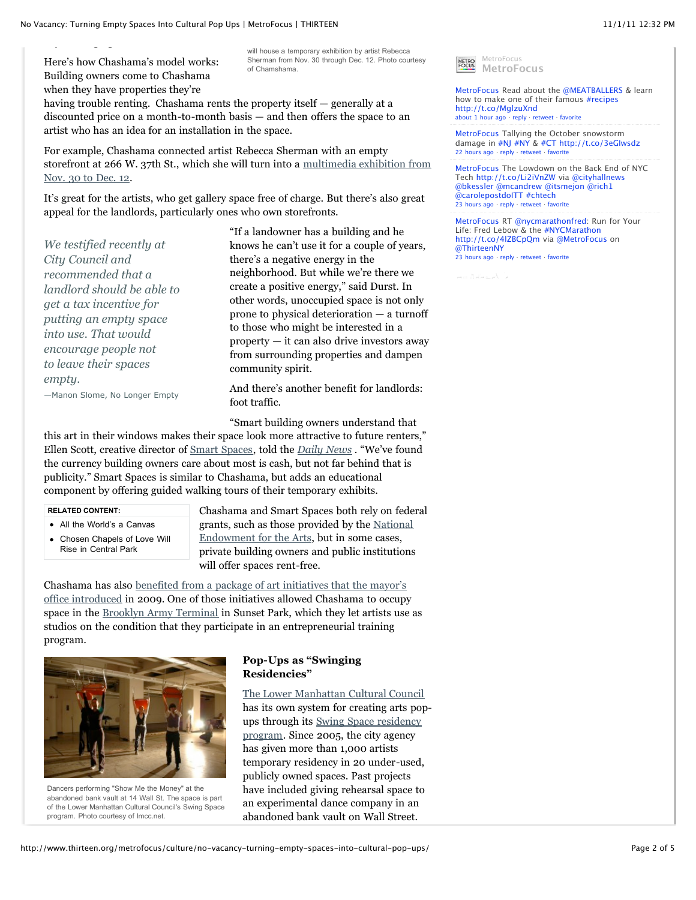will house a temporary exhibition by artist Rebecca Sherman from Nov. 30 through Dec. 12. Photo courtesy of Chamshama.

Here's how Chashama's model works: Building owners come to Chashama when they have properties they're having trouble renting. Chashama rents the property itself — generally at a discounted price on a month-to-month basis — and then offers the space to an artist who has an idea for an installation in the space.

For example, Chashama connected artist Rebecca Sherman with an empty storefront at 266 W. 37th St., which she will turn into a multimedia exhibition from Nov. 30 to Dec. 12.

It's great for the artists, who get gallery space free of charge. But there's also great appeal for the landlords, particularly ones who own storefronts.

> *We testified recently at City Council and recommended that a landlord should be able to get a tax incentive for putting an empty space into use. That would encourage people not to leave their spaces empty.*
>
> —Manon Slome, No Longer Empty

"If a landowner has a building and he knows he can't use it for a couple of years, there's a negative energy in the neighborhood. But while we're there we create a positive energy," said Durst. In other words, unoccupied space is not only prone to physical deterioration — a turnoff to those who might be interested in a property — it can also drive investors away from surrounding properties and dampen community spirit.

And there's another benefit for landlords: foot traffic.

"Smart building owners understand that this art in their windows makes their space look more attractive to future renters," Ellen Scott, creative director of Smart Spaces, told the *Daily News* . "We've found the currency building owners care about most is cash, but not far behind that is publicity." Smart Spaces is similar to Chashama, but adds an educational component by offering guided walking tours of their temporary exhibits.

**RELATED CONTENT:**

- All the World's a Canvas
- Chosen Chapels of Love Will Rise in Central Park

Chashama and Smart Spaces both rely on federal grants, such as those provided by the National Endowment for the Arts, but in some cases, private building owners and public institutions will offer spaces rent-free.

Chashama has also benefited from a package of art initiatives that the mayor's office introduced in 2009. One of those initiatives allowed Chashama to occupy space in the Brooklyn Army Terminal in Sunset Park, which they let artists use as studios on the condition that they participate in an entrepreneurial training program.

Dancers performing "Show Me the Money" at the abandoned bank vault at 14 Wall St. The space is part of the Lower Manhattan Cultural Council's Swing Space program. Photo courtesy of lmcc.net.

### Pop-Ups as "Swinging Residencies"

The Lower Manhattan Cultural Council has its own system for creating arts pop-ups through its Swing Space residency program. Since 2005, the city agency has given more than 1,000 artists temporary residency in 20 under-used, publicly owned spaces. Past projects have included giving rehearsal space to an experimental dance company in an abandoned bank vault on Wall Street.

MetroFocus

MetroFocus Read about the @MEATBALLERS & learn how to make one of their famous #recipes http://t.co/MglzuXnd
about 1 hour ago · reply · retweet · favorite

MetroFocus Tallying the October snowstorm damage in #NJ #NY & #CT http://t.co/3eGlwsdz
22 hours ago · reply · retweet · favorite

MetroFocus The Lowdown on the Back End of NYC Tech http://t.co/Li2iVnZW via @cityhallnews @bkessler @mcandrew @itsmejon @rich1 @carolepostdoITT #chtech
23 hours ago · reply · retweet · favorite

MetroFocus RT @nycmarathonfred: Run for Your Life: Fred Lebow & the #NYCMarathon http://t.co/4lZBCpQm via @MetroFocus on @ThirteenNY
23 hours ago · reply · retweet · favorite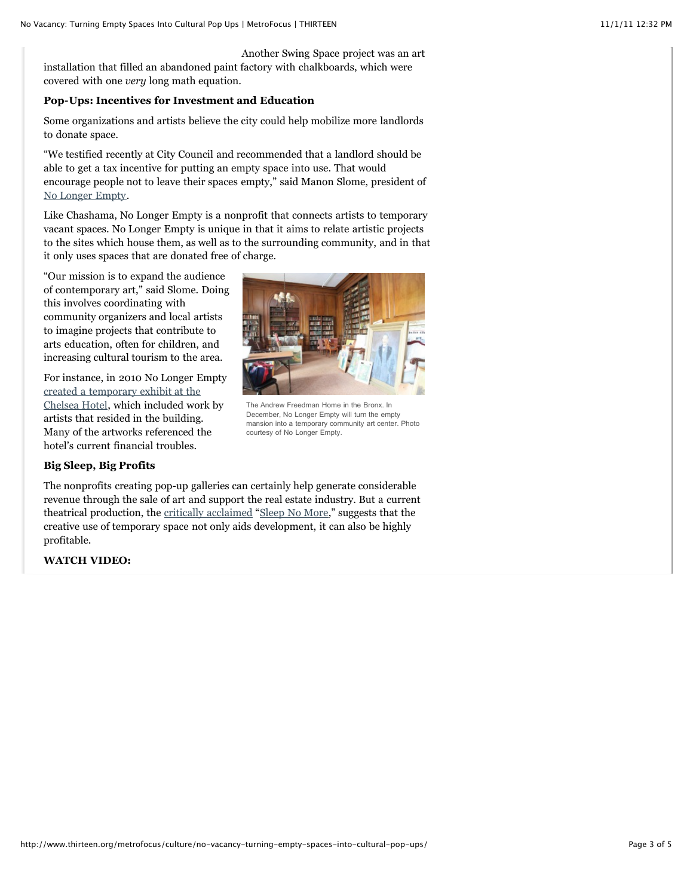Another Swing Space project was an art installation that filled an abandoned paint factory with chalkboards, which were covered with one *very* long math equation.

**Pop-Ups: Incentives for Investment and Education**

Some organizations and artists believe the city could help mobilize more landlords to donate space.

"We testified recently at City Council and recommended that a landlord should be able to get a tax incentive for putting an empty space into use. That would encourage people not to leave their spaces empty," said Manon Slome, president of No Longer Empty.

Like Chashama, No Longer Empty is a nonprofit that connects artists to temporary vacant spaces. No Longer Empty is unique in that it aims to relate artistic projects to the sites which house them, as well as to the surrounding community, and in that it only uses spaces that are donated free of charge.

"Our mission is to expand the audience of contemporary art," said Slome. Doing this involves coordinating with community organizers and local artists to imagine projects that contribute to arts education, often for children, and increasing cultural tourism to the area.

For instance, in 2010 No Longer Empty created a temporary exhibit at the Chelsea Hotel, which included work by artists that resided in the building. Many of the artworks referenced the hotel's current financial troubles.

The Andrew Freedman Home in the Bronx. In December, No Longer Empty will turn the empty mansion into a temporary community art center. Photo courtesy of No Longer Empty.

**Big Sleep, Big Profits**

The nonprofits creating pop-up galleries can certainly help generate considerable revenue through the sale of art and support the real estate industry. But a current theatrical production, the critically acclaimed "Sleep No More," suggests that the creative use of temporary space not only aids development, it can also be highly profitable.

**WATCH VIDEO:**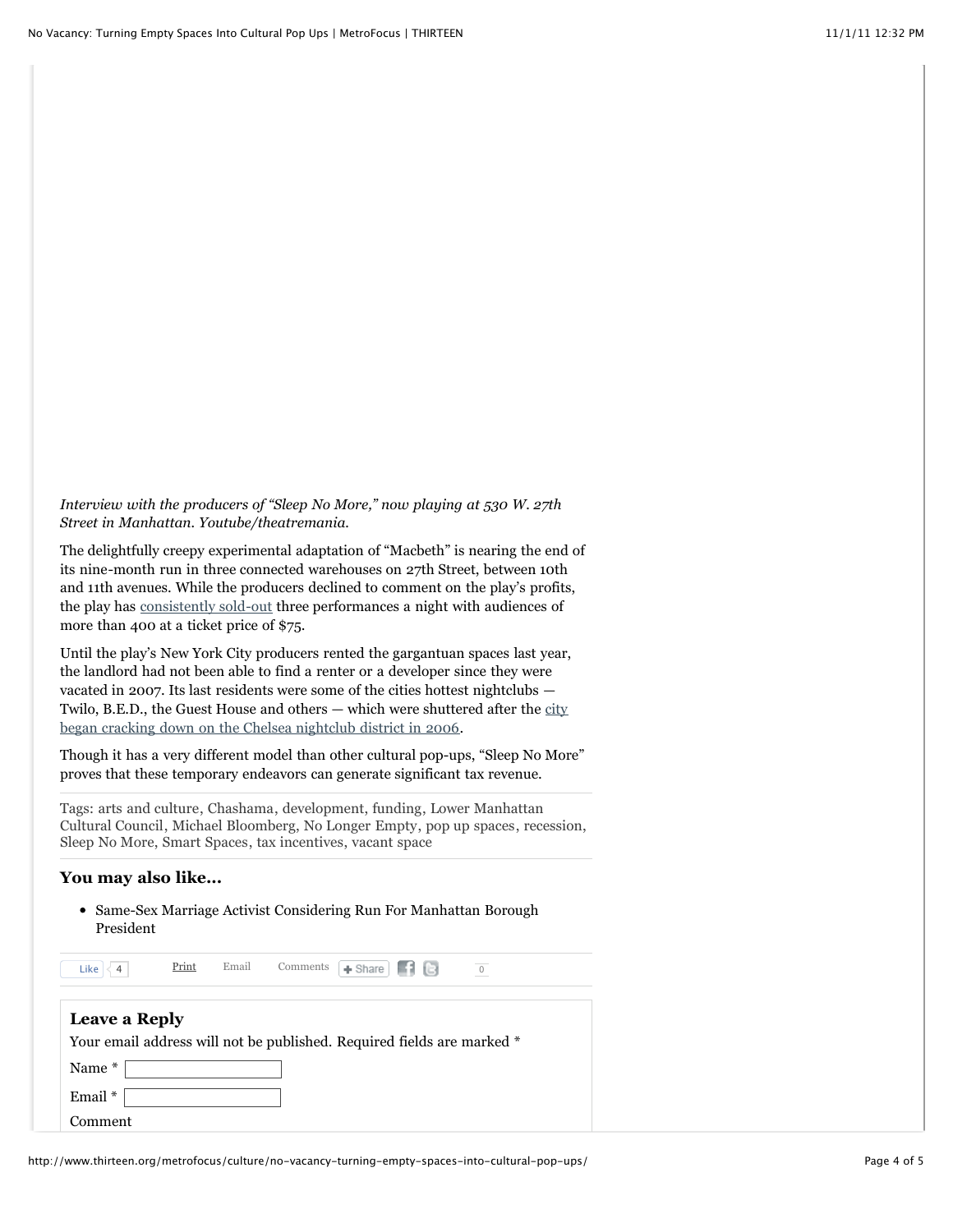*Interview with the producers of "Sleep No More," now playing at 530 W. 27th Street in Manhattan. Youtube/theatremania.*

The delightfully creepy experimental adaptation of "Macbeth" is nearing the end of its nine-month run in three connected warehouses on 27th Street, between 10th and 11th avenues. While the producers declined to comment on the play's profits, the play has consistently sold-out three performances a night with audiences of more than 400 at a ticket price of $75.

Until the play's New York City producers rented the gargantuan spaces last year, the landlord had not been able to find a renter or a developer since they were vacated in 2007. Its last residents were some of the cities hottest nightclubs — Twilo, B.E.D., the Guest House and others — which were shuttered after the city began cracking down on the Chelsea nightclub district in 2006.

Though it has a very different model than other cultural pop-ups, "Sleep No More" proves that these temporary endeavors can generate significant tax revenue.

Tags: arts and culture, Chashama, development, funding, Lower Manhattan Cultural Council, Michael Bloomberg, No Longer Empty, pop up spaces, recession, Sleep No More, Smart Spaces, tax incentives, vacant space

### You may also like...

- Same-Sex Marriage Activist Considering Run For Manhattan Borough President

Like 4 Print Email Comments Share 0

### Leave a Reply

Your email address will not be published. Required fields are marked *

Name *

Email *

Comment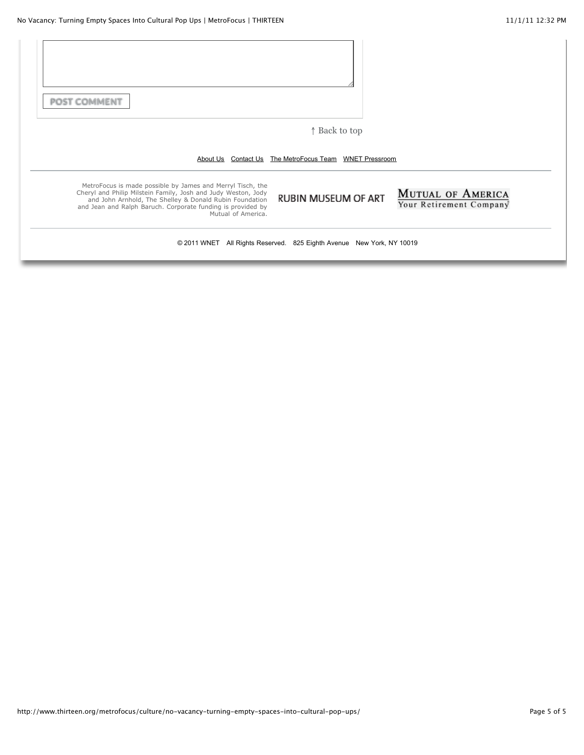POST COMMENT

↑ Back to top

About Us   Contact Us   The MetroFocus Team   WNET Pressroom

MetroFocus is made possible by James and Merryl Tisch, the Cheryl and Philip Milstein Family, Josh and Judy Weston, Jody and John Arnhold, The Shelley & Donald Rubin Foundation and Jean and Ralph Baruch. Corporate funding is provided by Mutual of America.

RUBIN MUSEUM OF ART

MUTUAL OF AMERICA
Your Retirement Company

© 2011 WNET   All Rights Reserved.   825 Eighth Avenue   New York, NY 10019